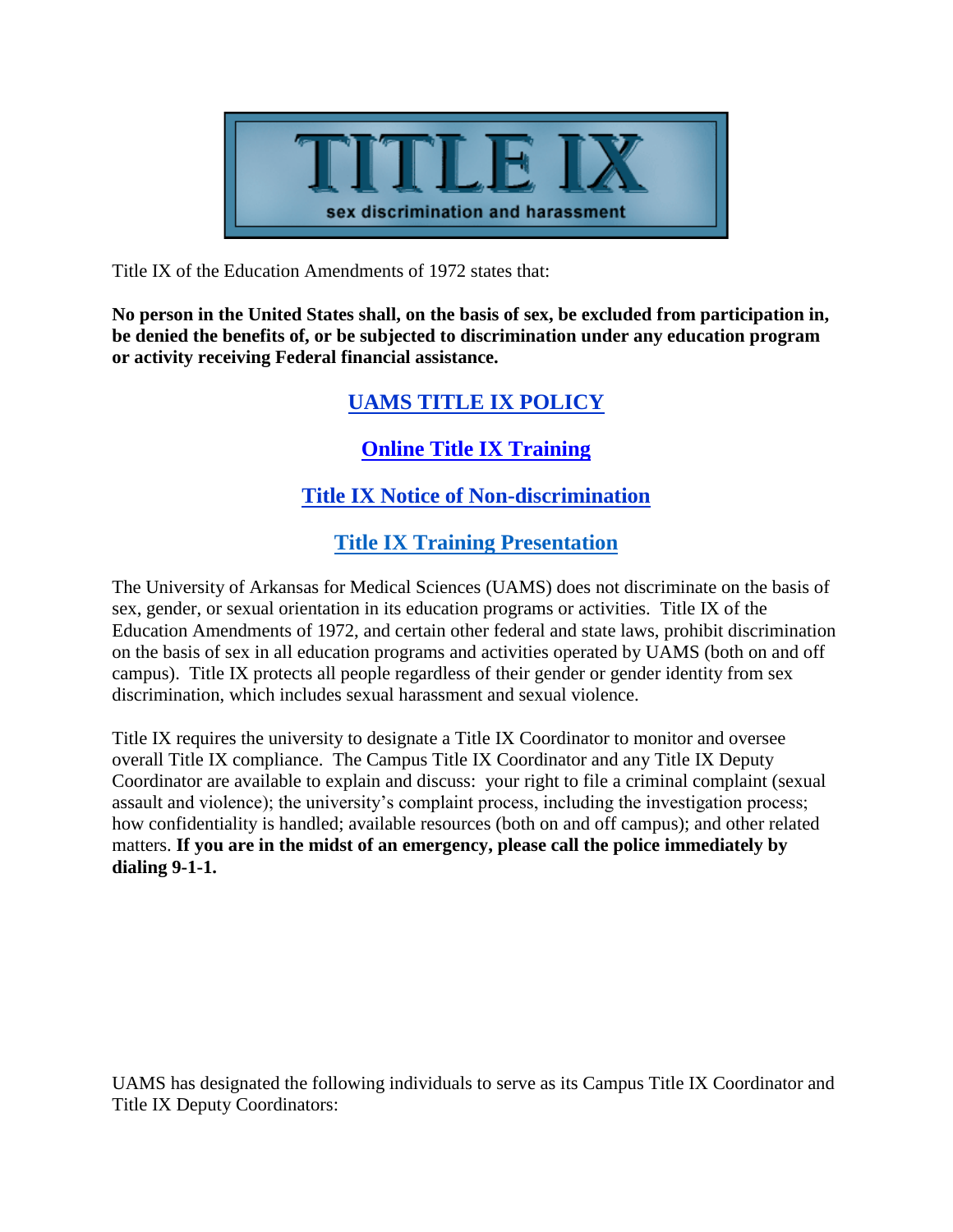# TITLE IX

sex discrimination and harassment

Title IX of the Education Amendments of 1972 states that:

**No person in the United States shall, on the basis of sex, be excluded from participation in, be denied the benefits of, or be subjected to discrimination under any education program or activity receiving Federal financial assistance.**

**UAMS TITLE IX POLICY**

**Online Title IX Training**

**Title IX Notice of Non-discrimination**

**Title IX Training Presentation**

The University of Arkansas for Medical Sciences (UAMS) does not discriminate on the basis of sex, gender, or sexual orientation in its education programs or activities. Title IX of the Education Amendments of 1972, and certain other federal and state laws, prohibit discrimination on the basis of sex in all education programs and activities operated by UAMS (both on and off campus). Title IX protects all people regardless of their gender or gender identity from sex discrimination, which includes sexual harassment and sexual violence.

Title IX requires the university to designate a Title IX Coordinator to monitor and oversee overall Title IX compliance. The Campus Title IX Coordinator and any Title IX Deputy Coordinator are available to explain and discuss: your right to file a criminal complaint (sexual assault and violence); the university's complaint process, including the investigation process; how confidentiality is handled; available resources (both on and off campus); and other related matters. **If you are in the midst of an emergency, please call the police immediately by dialing 9-1-1.**

UAMS has designated the following individuals to serve as its Campus Title IX Coordinator and Title IX Deputy Coordinators: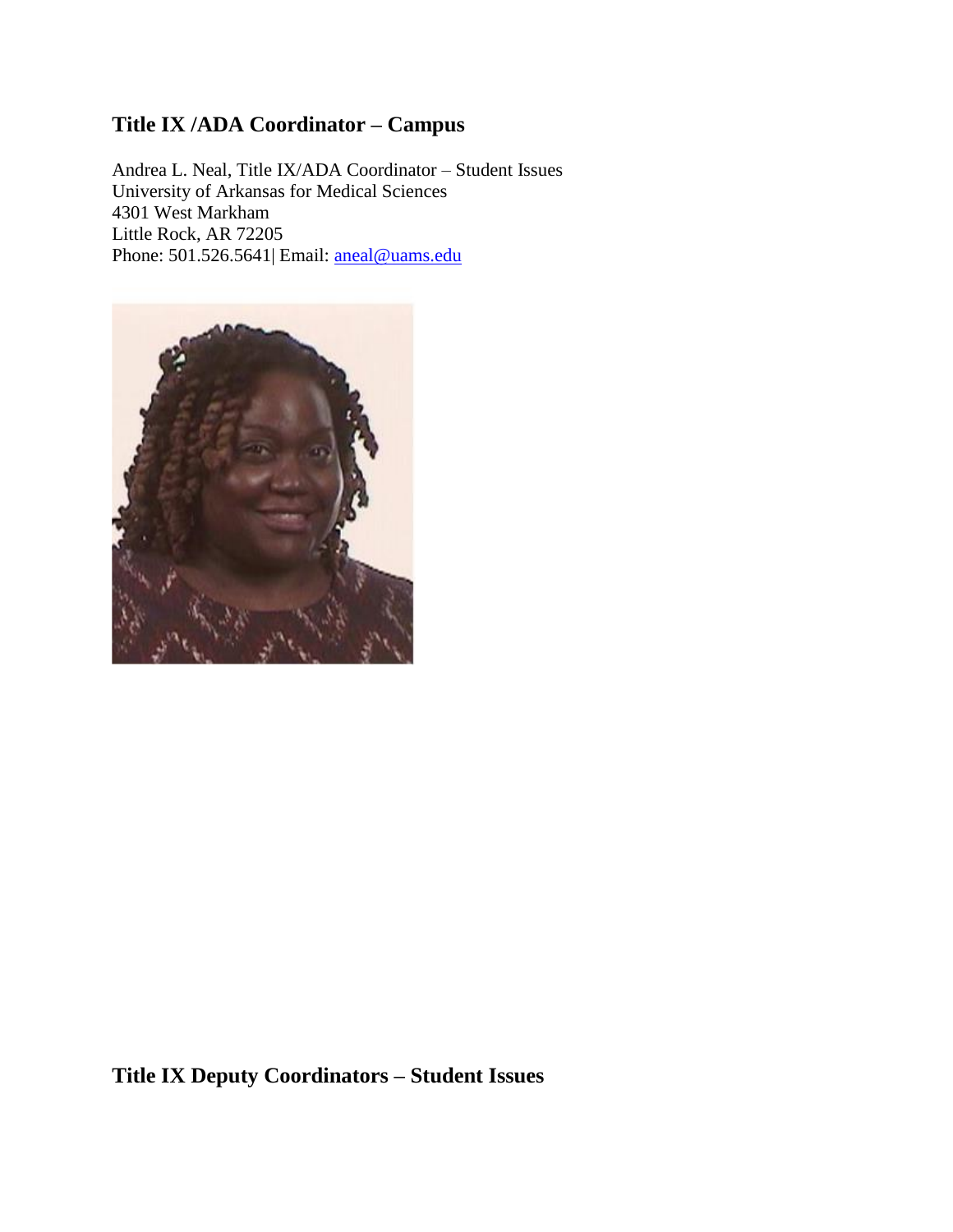## Title IX /ADA Coordinator – Campus

Andrea L. Neal, Title IX/ADA Coordinator – Student Issues
University of Arkansas for Medical Sciences
4301 West Markham
Little Rock, AR 72205
Phone: 501.526.5641| Email: aneal@uams.edu

## Title IX Deputy Coordinators – Student Issues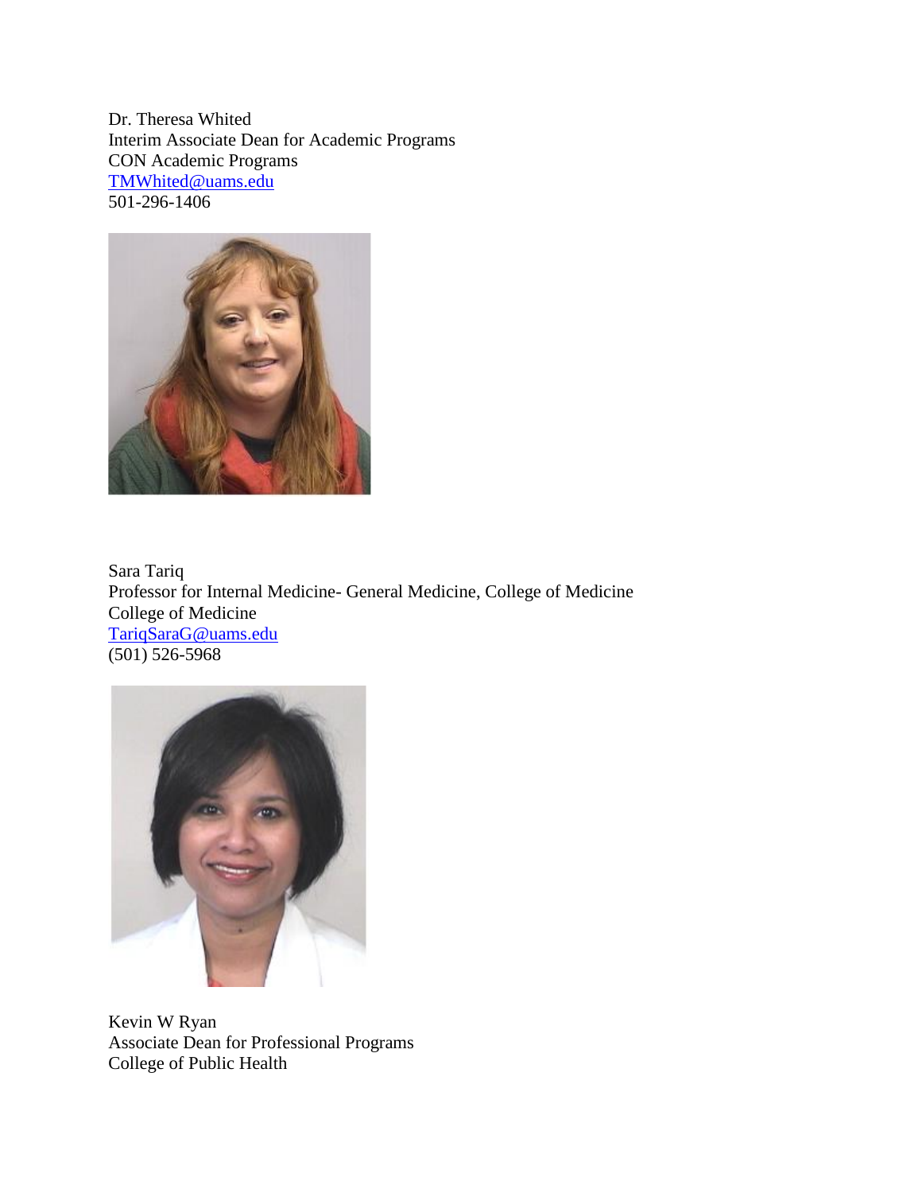Dr. Theresa Whited
Interim Associate Dean for Academic Programs
CON Academic Programs
TMWhited@uams.edu
501-296-1406

Sara Tariq
Professor for Internal Medicine- General Medicine, College of Medicine
College of Medicine
TariqSaraG@uams.edu
(501) 526-5968

Kevin W Ryan
Associate Dean for Professional Programs
College of Public Health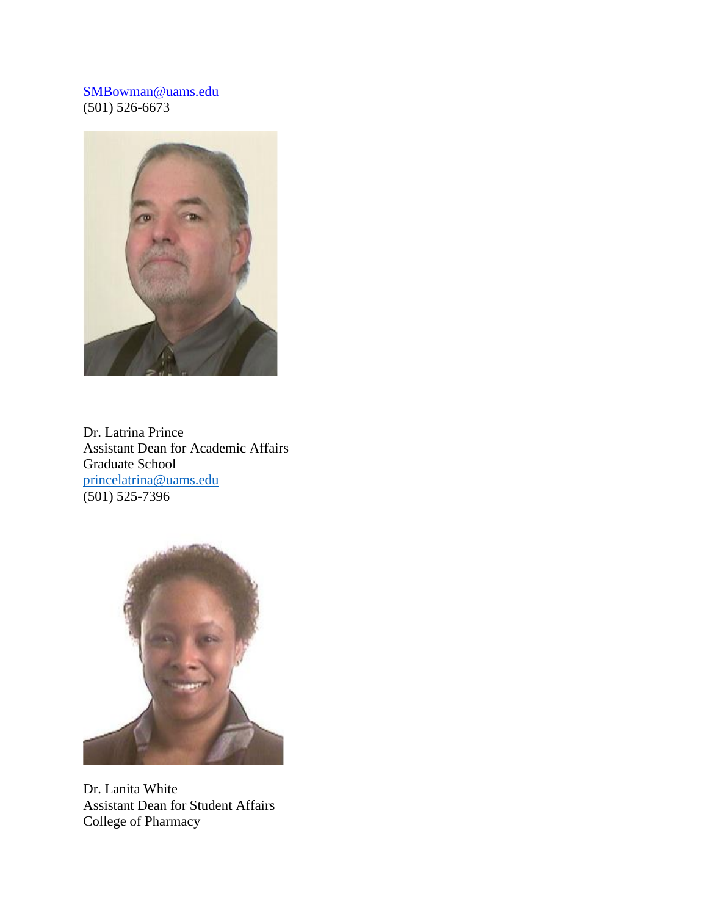SMBowman@uams.edu
(501) 526-6673

Dr. Latrina Prince
Assistant Dean for Academic Affairs
Graduate School
princelatrina@uams.edu
(501) 525-7396

Dr. Lanita White
Assistant Dean for Student Affairs
College of Pharmacy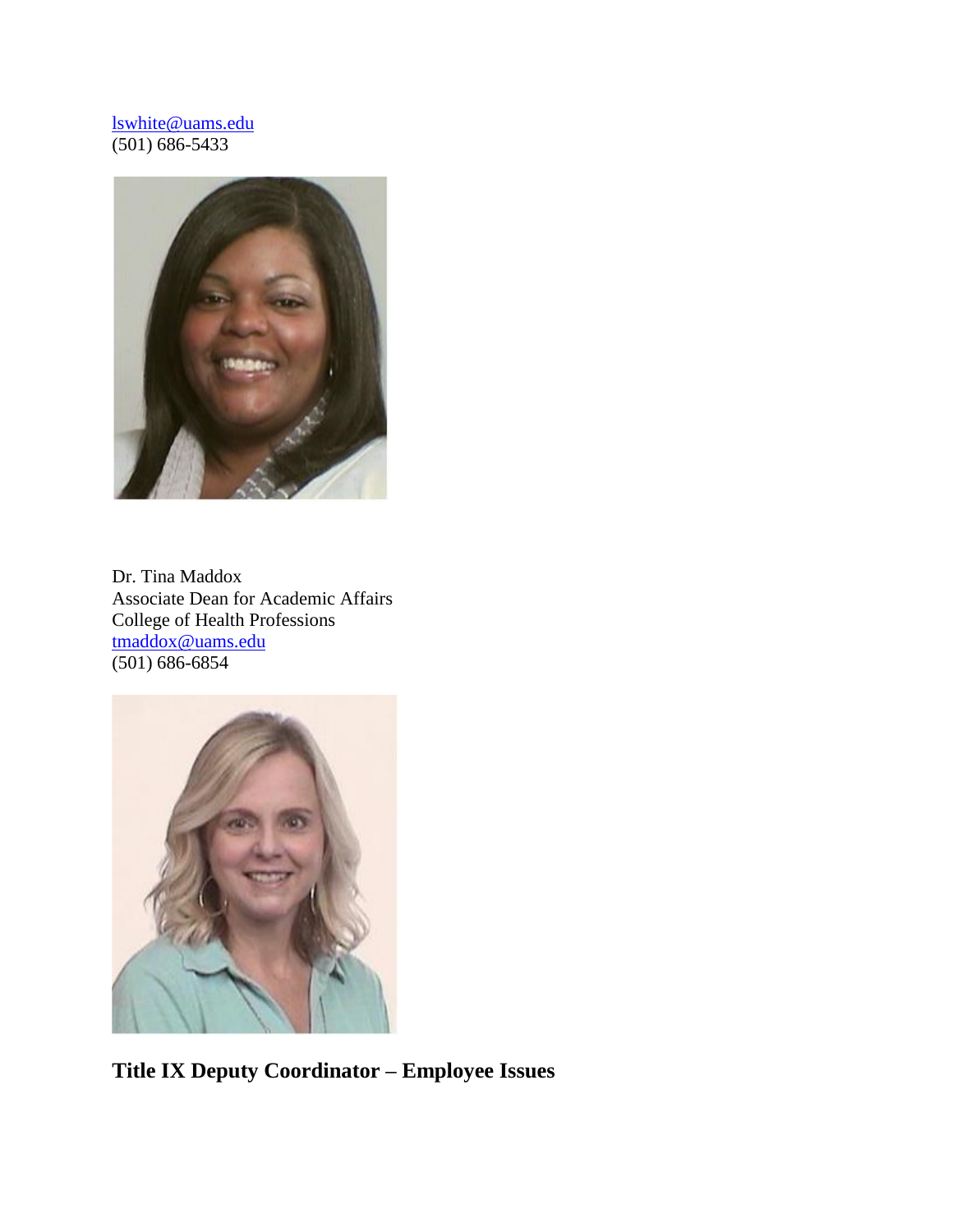lswhite@uams.edu
(501) 686-5433

Dr. Tina Maddox
Associate Dean for Academic Affairs
College of Health Professions
tmaddox@uams.edu
(501) 686-6854

## Title IX Deputy Coordinator – Employee Issues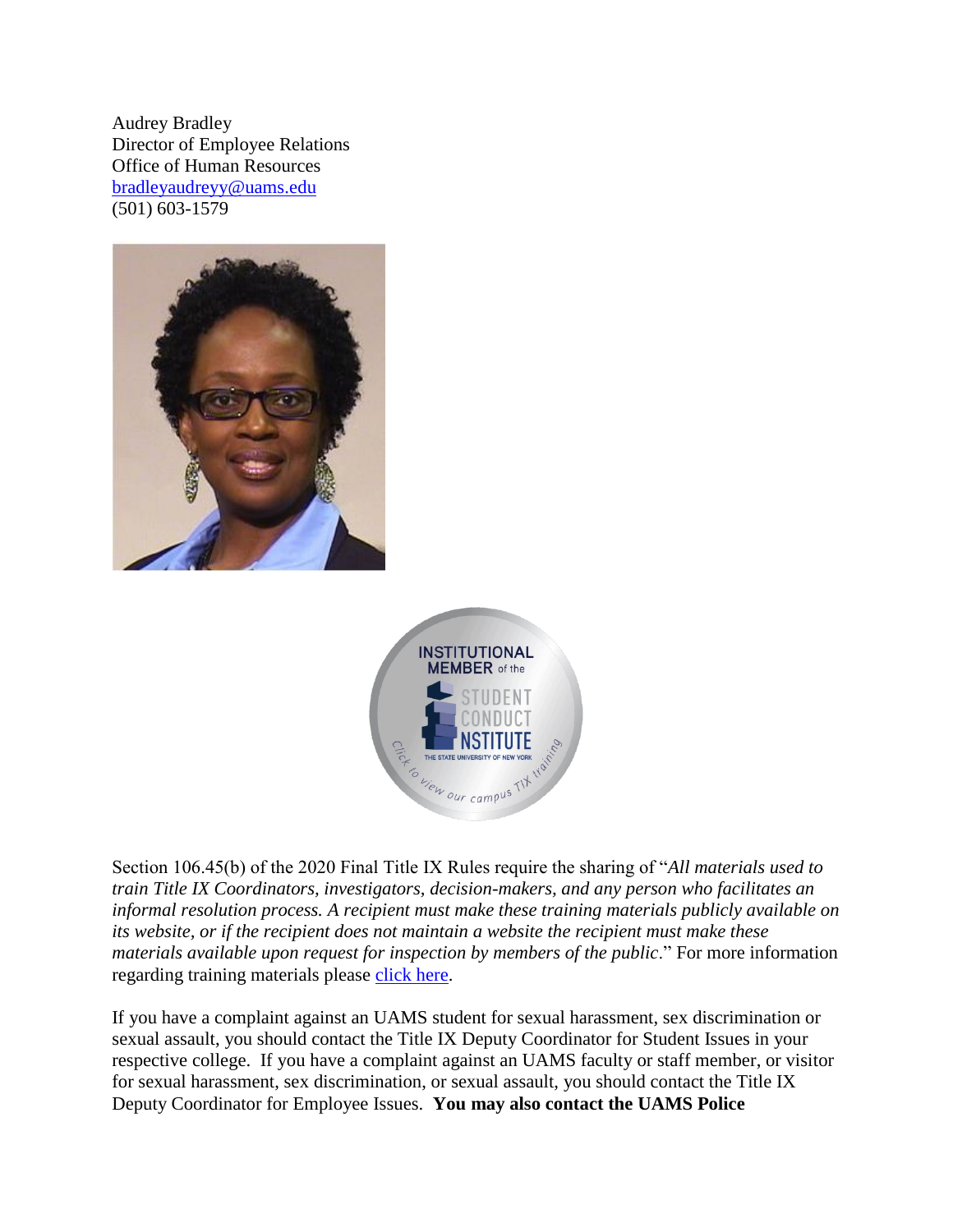Audrey Bradley
Director of Employee Relations
Office of Human Resources
[bradleyaudreyy@uams.edu](mailto:bradleyaudreyy@uams.edu)
(501) 603-1579

Section 106.45(b) of the 2020 Final Title IX Rules require the sharing of "*All materials used to train Title IX Coordinators, investigators, decision-makers, and any person who facilitates an informal resolution process. A recipient must make these training materials publicly available on its website, or if the recipient does not maintain a website the recipient must make these materials available upon request for inspection by members of the public*." For more information regarding training materials please click here.

If you have a complaint against an UAMS student for sexual harassment, sex discrimination or sexual assault, you should contact the Title IX Deputy Coordinator for Student Issues in your respective college. If you have a complaint against an UAMS faculty or staff member, or visitor for sexual harassment, sex discrimination, or sexual assault, you should contact the Title IX Deputy Coordinator for Employee Issues. **You may also contact the UAMS Police**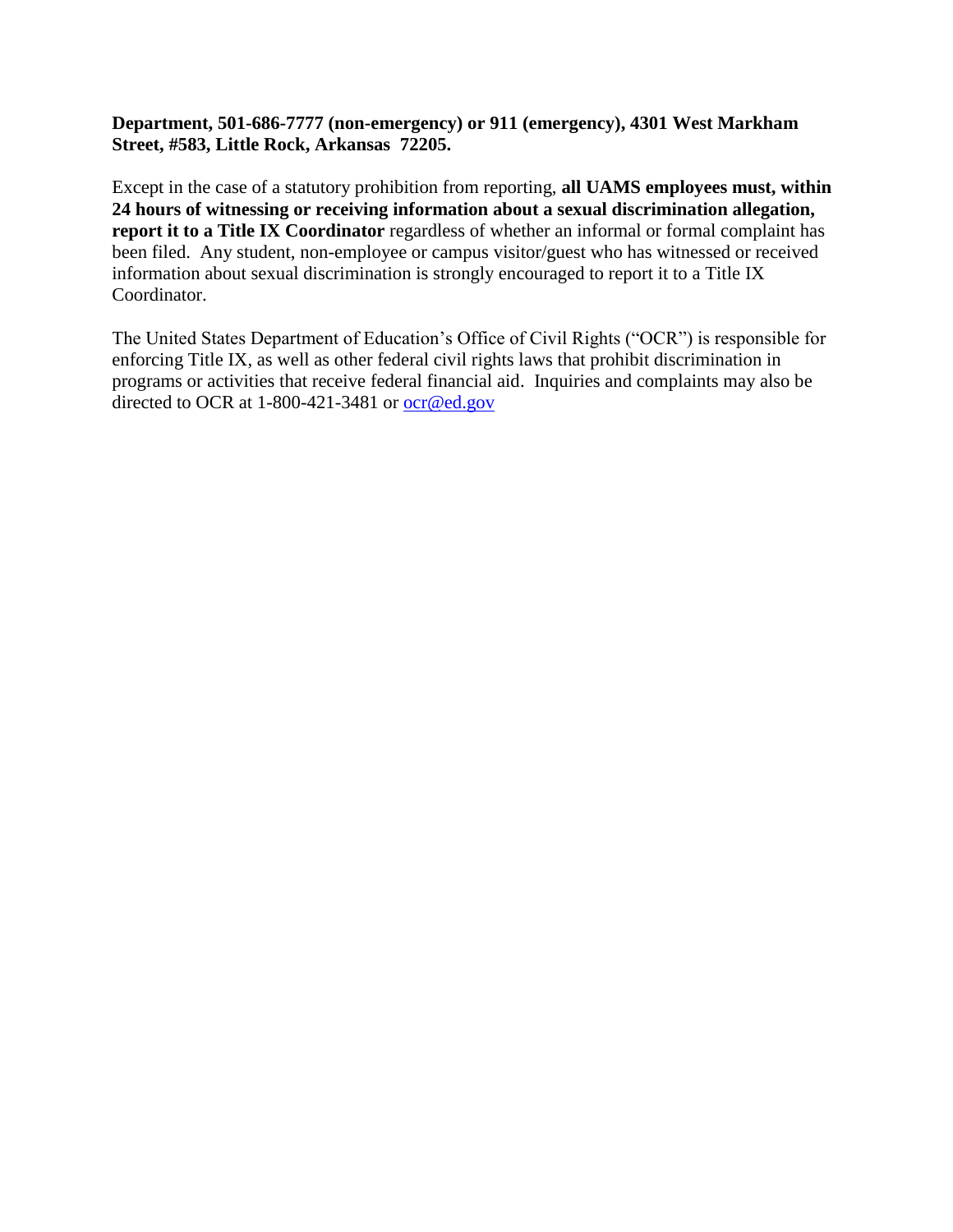**Department, 501-686-7777 (non-emergency) or 911 (emergency), 4301 West Markham Street, #583, Little Rock, Arkansas 72205.**

Except in the case of a statutory prohibition from reporting, **all UAMS employees must, within 24 hours of witnessing or receiving information about a sexual discrimination allegation, report it to a Title IX Coordinator** regardless of whether an informal or formal complaint has been filed. Any student, non-employee or campus visitor/guest who has witnessed or received information about sexual discrimination is strongly encouraged to report it to a Title IX Coordinator.

The United States Department of Education's Office of Civil Rights ("OCR") is responsible for enforcing Title IX, as well as other federal civil rights laws that prohibit discrimination in programs or activities that receive federal financial aid. Inquiries and complaints may also be directed to OCR at 1-800-421-3481 or [ocr@ed.gov](mailto:ocr@ed.gov)